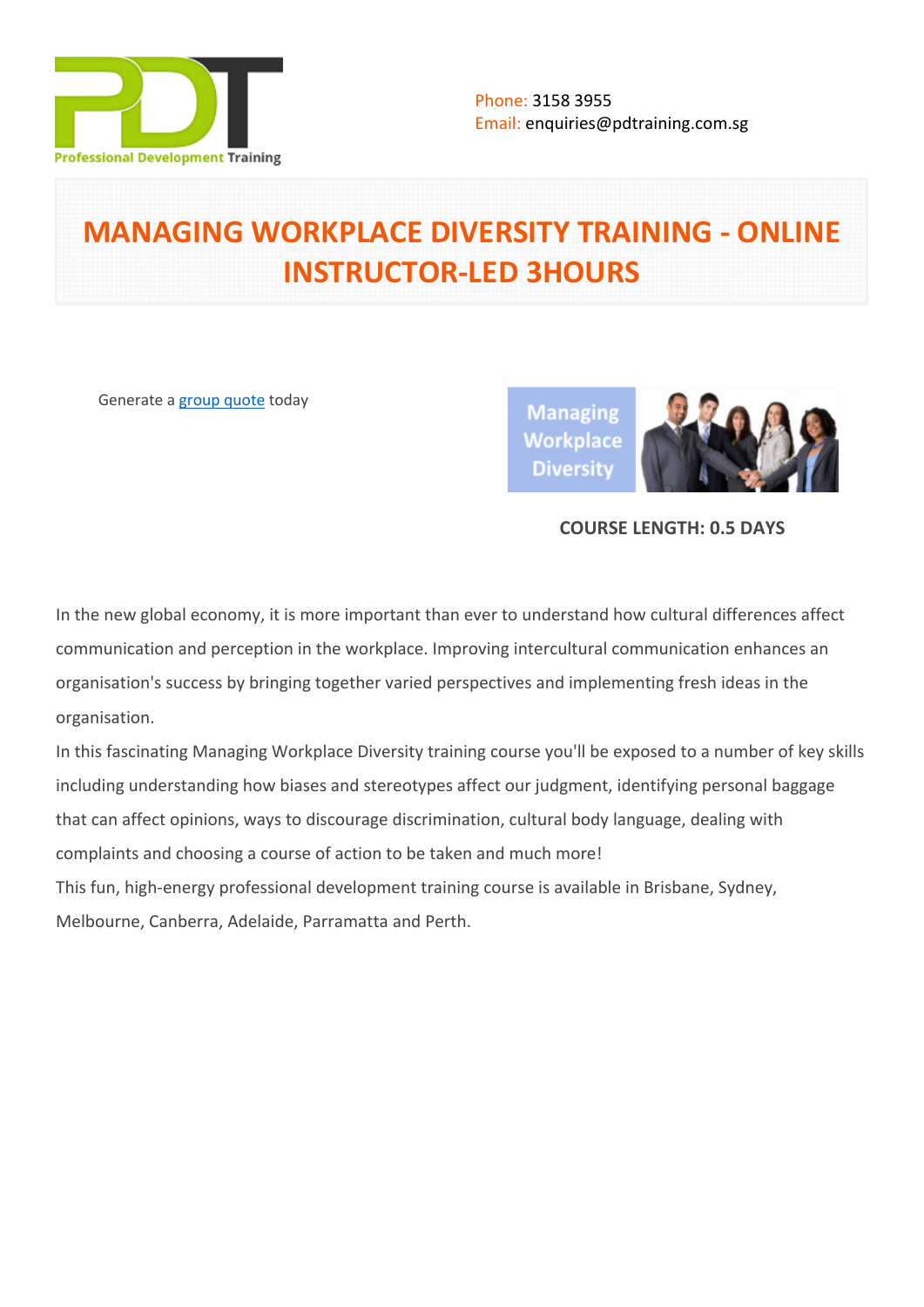Phone: 3158 3955
Email: enquiries@pdtraining.com.sg

# MANAGING WORKPLACE DIVERSITY TRAINING - ONLINE INSTRUCTOR-LED 3HOURS

Generate a group quote today

**COURSE LENGTH: 0.5 DAYS**

In the new global economy, it is more important than ever to understand how cultural differences affect communication and perception in the workplace. Improving intercultural communication enhances an organisation's success by bringing together varied perspectives and implementing fresh ideas in the organisation.

In this fascinating Managing Workplace Diversity training course you'll be exposed to a number of key skills including understanding how biases and stereotypes affect our judgment, identifying personal baggage that can affect opinions, ways to discourage discrimination, cultural body language, dealing with complaints and choosing a course of action to be taken and much more!

This fun, high-energy professional development training course is available in Brisbane, Sydney, Melbourne, Canberra, Adelaide, Parramatta and Perth.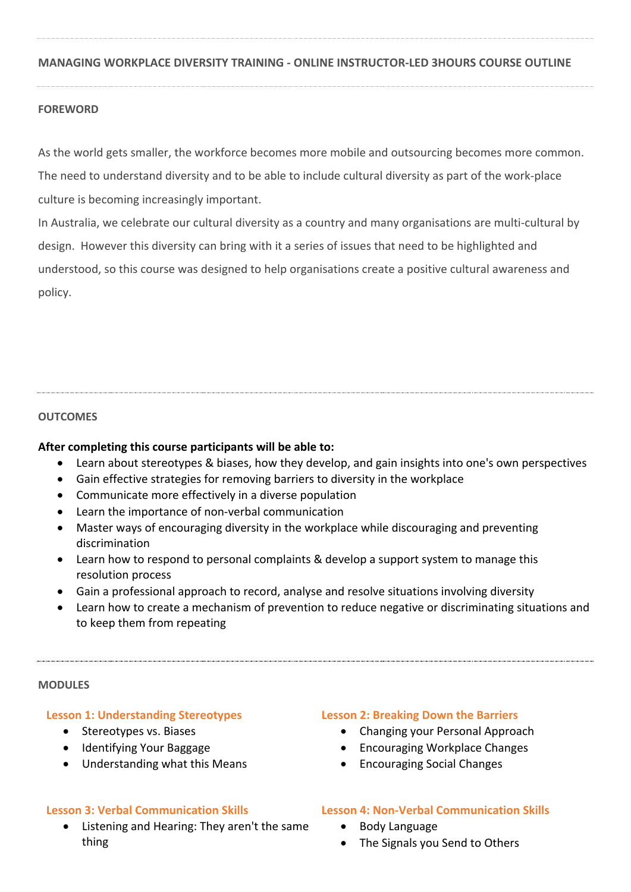## MANAGING WORKPLACE DIVERSITY TRAINING - ONLINE INSTRUCTOR-LED 3HOURS COURSE OUTLINE

### FOREWORD

As the world gets smaller, the workforce becomes more mobile and outsourcing becomes more common. The need to understand diversity and to be able to include cultural diversity as part of the work-place culture is becoming increasingly important.

In Australia, we celebrate our cultural diversity as a country and many organisations are multi-cultural by design. However this diversity can bring with it a series of issues that need to be highlighted and understood, so this course was designed to help organisations create a positive cultural awareness and policy.

### OUTCOMES

**After completing this course participants will be able to:**

- Learn about stereotypes & biases, how they develop, and gain insights into one's own perspectives
- Gain effective strategies for removing barriers to diversity in the workplace
- Communicate more effectively in a diverse population
- Learn the importance of non-verbal communication
- Master ways of encouraging diversity in the workplace while discouraging and preventing discrimination
- Learn how to respond to personal complaints & develop a support system to manage this resolution process
- Gain a professional approach to record, analyse and resolve situations involving diversity
- Learn how to create a mechanism of prevention to reduce negative or discriminating situations and to keep them from repeating

### MODULES

#### Lesson 1: Understanding Stereotypes

- Stereotypes vs. Biases
- Identifying Your Baggage
- Understanding what this Means

#### Lesson 2: Breaking Down the Barriers

- Changing your Personal Approach
- Encouraging Workplace Changes
- Encouraging Social Changes

#### Lesson 3: Verbal Communication Skills

- Listening and Hearing: They aren't the same thing

#### Lesson 4: Non-Verbal Communication Skills

- Body Language
- The Signals you Send to Others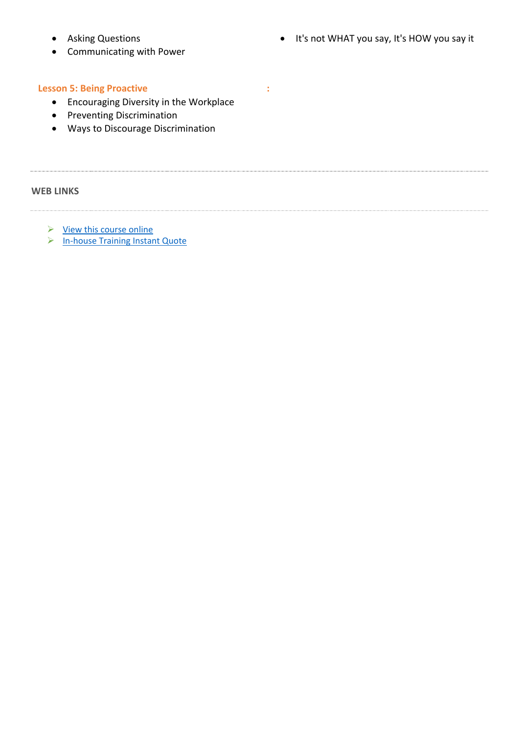- Asking Questions
- Communicating with Power
- It's not WHAT you say, It's HOW you say it

**Lesson 5: Being Proactive**

- Encouraging Diversity in the Workplace
- Preventing Discrimination
- Ways to Discourage Discrimination

---

## WEB LINKS

---

- View this course online
- In-house Training Instant Quote